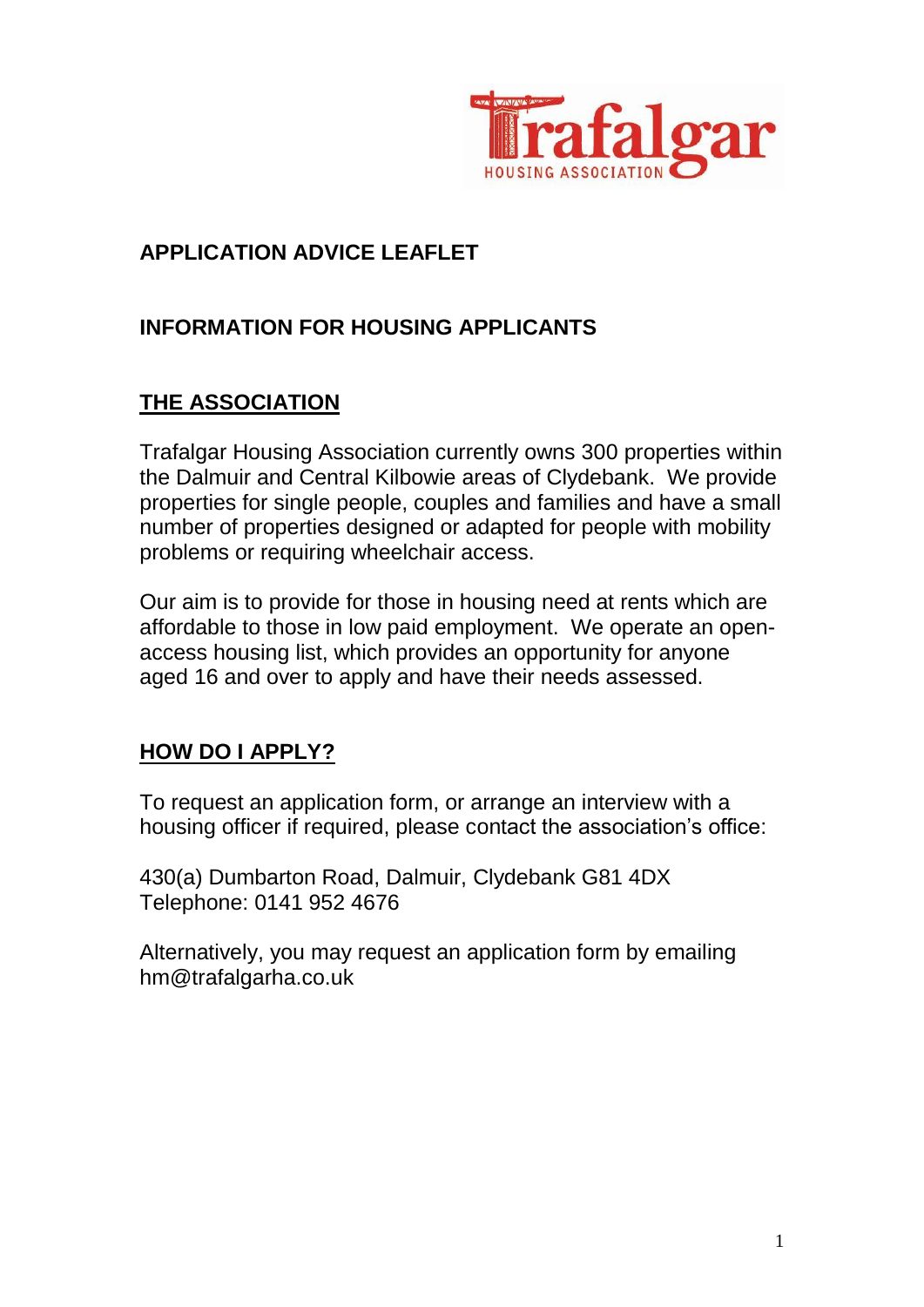# APPLICATION ADVICE LEAFLET

## INFORMATION FOR HOUSING APPLICANTS

## THE ASSOCIATION

Trafalgar Housing Association currently owns 300 properties within the Dalmuir and Central Kilbowie areas of Clydebank. We provide properties for single people, couples and families and have a small number of properties designed or adapted for people with mobility problems or requiring wheelchair access.

Our aim is to provide for those in housing need at rents which are affordable to those in low paid employment. We operate an open-access housing list, which provides an opportunity for anyone aged 16 and over to apply and have their needs assessed.

## HOW DO I APPLY?

To request an application form, or arrange an interview with a housing officer if required, please contact the association's office:

430(a) Dumbarton Road, Dalmuir, Clydebank G81 4DX
Telephone: 0141 952 4676

Alternatively, you may request an application form by emailing hm@trafalgarha.co.uk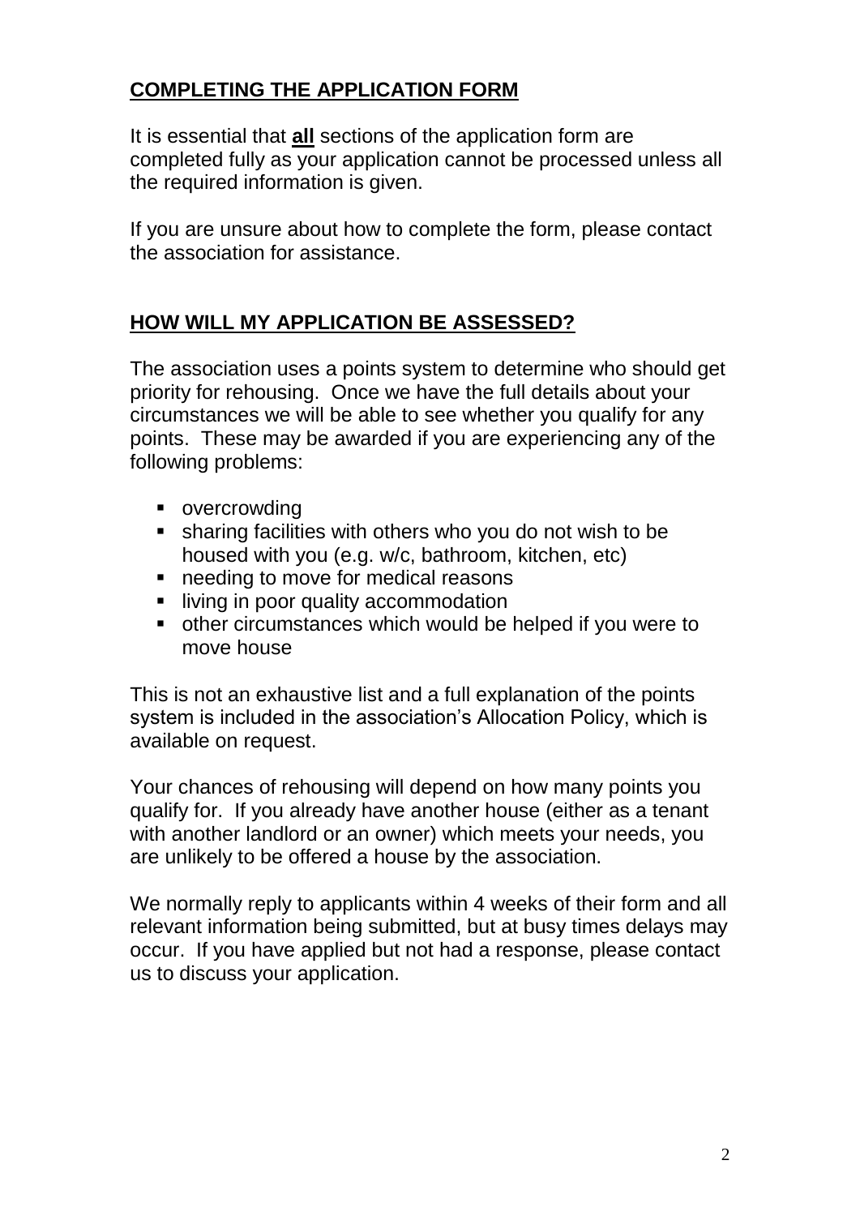## COMPLETING THE APPLICATION FORM

It is essential that **all** sections of the application form are completed fully as your application cannot be processed unless all the required information is given.

If you are unsure about how to complete the form, please contact the association for assistance.

## HOW WILL MY APPLICATION BE ASSESSED?

The association uses a points system to determine who should get priority for rehousing. Once we have the full details about your circumstances we will be able to see whether you qualify for any points. These may be awarded if you are experiencing any of the following problems:

- overcrowding
- sharing facilities with others who you do not wish to be housed with you (e.g. w/c, bathroom, kitchen, etc)
- needing to move for medical reasons
- living in poor quality accommodation
- other circumstances which would be helped if you were to move house

This is not an exhaustive list and a full explanation of the points system is included in the association's Allocation Policy, which is available on request.

Your chances of rehousing will depend on how many points you qualify for. If you already have another house (either as a tenant with another landlord or an owner) which meets your needs, you are unlikely to be offered a house by the association.

We normally reply to applicants within 4 weeks of their form and all relevant information being submitted, but at busy times delays may occur. If you have applied but not had a response, please contact us to discuss your application.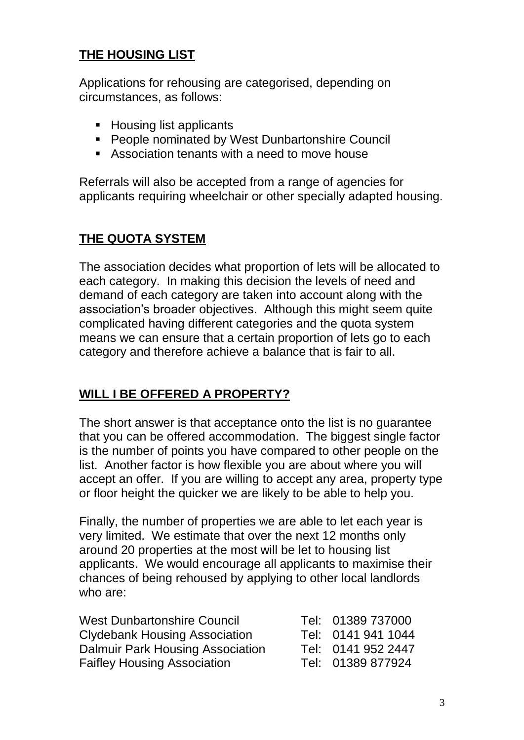## THE HOUSING LIST

Applications for rehousing are categorised, depending on circumstances, as follows:

- Housing list applicants
- People nominated by West Dunbartonshire Council
- Association tenants with a need to move house

Referrals will also be accepted from a range of agencies for applicants requiring wheelchair or other specially adapted housing.

## THE QUOTA SYSTEM

The association decides what proportion of lets will be allocated to each category. In making this decision the levels of need and demand of each category are taken into account along with the association's broader objectives. Although this might seem quite complicated having different categories and the quota system means we can ensure that a certain proportion of lets go to each category and therefore achieve a balance that is fair to all.

## WILL I BE OFFERED A PROPERTY?

The short answer is that acceptance onto the list is no guarantee that you can be offered accommodation. The biggest single factor is the number of points you have compared to other people on the list. Another factor is how flexible you are about where you will accept an offer. If you are willing to accept any area, property type or floor height the quicker we are likely to be able to help you.

Finally, the number of properties we are able to let each year is very limited. We estimate that over the next 12 months only around 20 properties at the most will be let to housing list applicants. We would encourage all applicants to maximise their chances of being rehoused by applying to other local landlords who are:

| | |
|---|---|
| West Dunbartonshire Council | Tel: 01389 737000 |
| Clydebank Housing Association | Tel: 0141 941 1044 |
| Dalmuir Park Housing Association | Tel: 0141 952 2447 |
| Faifley Housing Association | Tel: 01389 877924 |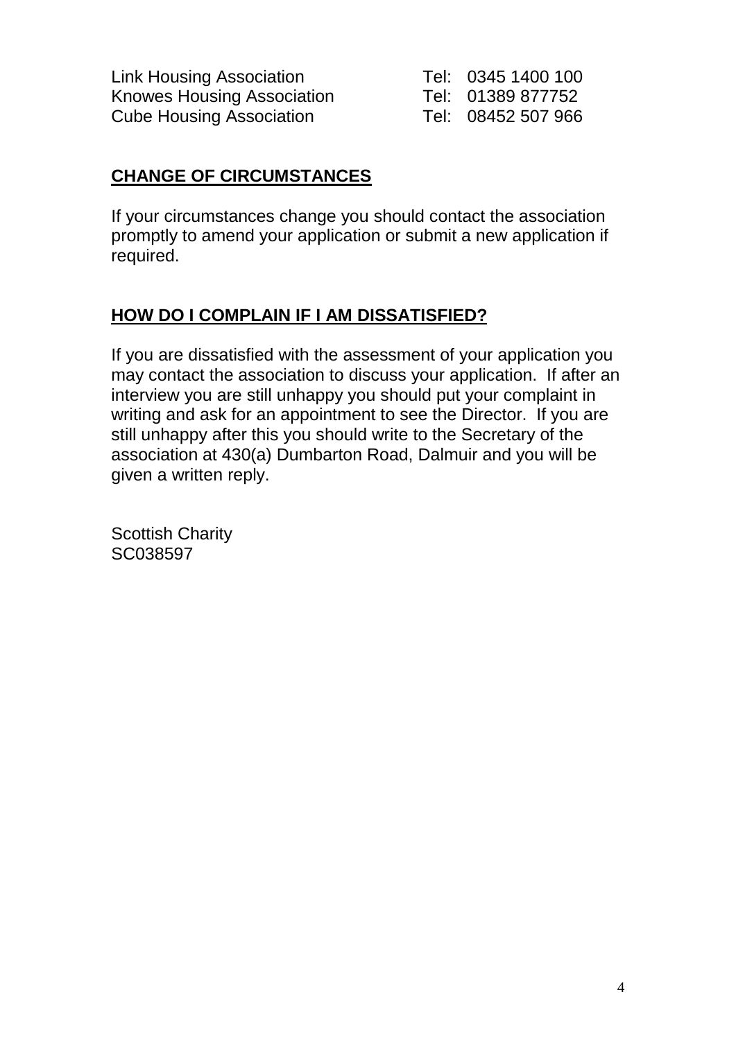| | |
|---|---|
| Link Housing Association | Tel: 0345 1400 100 |
| Knowes Housing Association | Tel: 01389 877752 |
| Cube Housing Association | Tel: 08452 507 966 |

## CHANGE OF CIRCUMSTANCES

If your circumstances change you should contact the association promptly to amend your application or submit a new application if required.

## HOW DO I COMPLAIN IF I AM DISSATISFIED?

If you are dissatisfied with the assessment of your application you may contact the association to discuss your application. If after an interview you are still unhappy you should put your complaint in writing and ask for an appointment to see the Director. If you are still unhappy after this you should write to the Secretary of the association at 430(a) Dumbarton Road, Dalmuir and you will be given a written reply.

Scottish Charity
SC038597